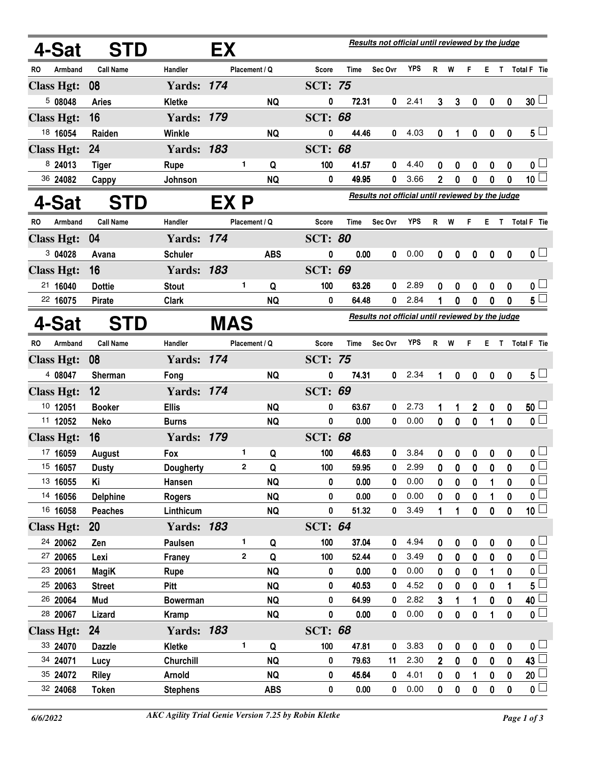## 4-Sat STD EX

*Results not official until reviewed by the judge*

| RO | Armband | Call Name | Handler | Placement | Q | Score | Time | Sec Ovr | YPS | R | W | F | E | T | Total F | Tie |
|---|---|---|---|---|---|---|---|---|---|---|---|---|---|---|---|---|
| **Class Hgt: 08** | | | **Yards: 174** | | | **SCT: 75** | | | | | | | | | | |
| 5 | 08048 | Aries | Kletke | | NQ | 0 | 72.31 | 0 | 2.41 | 3 | 3 | 0 | 0 | 0 | 30 | |
| **Class Hgt: 16** | | | **Yards: 179** | | | **SCT: 68** | | | | | | | | | | |
| 18 | 16054 | Raiden | Winkle | | NQ | 0 | 44.46 | 0 | 4.03 | 0 | 1 | 0 | 0 | 0 | 5 | |
| **Class Hgt: 24** | | | **Yards: 183** | | | **SCT: 68** | | | | | | | | | | |
| 8 | 24013 | Tiger | Rupe | 1 | Q | 100 | 41.57 | 0 | 4.40 | 0 | 0 | 0 | 0 | 0 | 0 | |
| 36 | 24082 | Cappy | Johnson | | NQ | 0 | 49.95 | 0 | 3.66 | 2 | 0 | 0 | 0 | 0 | 10 | |

## 4-Sat STD EX P

*Results not official until reviewed by the judge*

| RO | Armband | Call Name | Handler | Placement | Q | Score | Time | Sec Ovr | YPS | R | W | F | E | T | Total F | Tie |
|---|---|---|---|---|---|---|---|---|---|---|---|---|---|---|---|---|
| **Class Hgt: 04** | | | **Yards: 174** | | | **SCT: 80** | | | | | | | | | | |
| 3 | 04028 | Avana | Schuler | | ABS | 0 | 0.00 | 0 | 0.00 | 0 | 0 | 0 | 0 | 0 | 0 | |
| **Class Hgt: 16** | | | **Yards: 183** | | | **SCT: 69** | | | | | | | | | | |
| 21 | 16040 | Dottie | Stout | 1 | Q | 100 | 63.26 | 0 | 2.89 | 0 | 0 | 0 | 0 | 0 | 0 | |
| 22 | 16075 | Pirate | Clark | | NQ | 0 | 64.48 | 0 | 2.84 | 1 | 0 | 0 | 0 | 0 | 5 | |

## 4-Sat STD MAS

*Results not official until reviewed by the judge*

| RO | Armband | Call Name | Handler | Placement | Q | Score | Time | Sec Ovr | YPS | R | W | F | E | T | Total F | Tie |
|---|---|---|---|---|---|---|---|---|---|---|---|---|---|---|---|---|
| **Class Hgt: 08** | | | **Yards: 174** | | | **SCT: 75** | | | | | | | | | | |
| 4 | 08047 | Sherman | Fong | | NQ | 0 | 74.31 | 0 | 2.34 | 1 | 0 | 0 | 0 | 0 | 5 | |
| **Class Hgt: 12** | | | **Yards: 174** | | | **SCT: 69** | | | | | | | | | | |
| 10 | 12051 | Booker | Ellis | | NQ | 0 | 63.67 | 0 | 2.73 | 1 | 1 | 2 | 0 | 0 | 50 | |
| 11 | 12052 | Neko | Burns | | NQ | 0 | 0.00 | 0 | 0.00 | 0 | 0 | 0 | 1 | 0 | 0 | |
| **Class Hgt: 16** | | | **Yards: 179** | | | **SCT: 68** | | | | | | | | | | |
| 17 | 16059 | August | Fox | 1 | Q | 100 | 46.63 | 0 | 3.84 | 0 | 0 | 0 | 0 | 0 | 0 | |
| 15 | 16057 | Dusty | Dougherty | 2 | Q | 100 | 59.95 | 0 | 2.99 | 0 | 0 | 0 | 0 | 0 | 0 | |
| 13 | 16055 | Ki | Hansen | | NQ | 0 | 0.00 | 0 | 0.00 | 0 | 0 | 0 | 1 | 0 | 0 | |
| 14 | 16056 | Delphine | Rogers | | NQ | 0 | 0.00 | 0 | 0.00 | 0 | 0 | 0 | 1 | 0 | 0 | |
| 16 | 16058 | Peaches | Linthicum | | NQ | 0 | 51.32 | 0 | 3.49 | 1 | 1 | 0 | 0 | 0 | 10 | |
| **Class Hgt: 20** | | | **Yards: 183** | | | **SCT: 64** | | | | | | | | | | |
| 24 | 20062 | Zen | Paulsen | 1 | Q | 100 | 37.04 | 0 | 4.94 | 0 | 0 | 0 | 0 | 0 | 0 | |
| 27 | 20065 | Lexi | Franey | 2 | Q | 100 | 52.44 | 0 | 3.49 | 0 | 0 | 0 | 0 | 0 | 0 | |
| 23 | 20061 | MagiK | Rupe | | NQ | 0 | 0.00 | 0 | 0.00 | 0 | 0 | 0 | 1 | 0 | 0 | |
| 25 | 20063 | Street | Pitt | | NQ | 0 | 40.53 | 0 | 4.52 | 0 | 0 | 0 | 0 | 1 | 5 | |
| 26 | 20064 | Mud | Bowerman | | NQ | 0 | 64.99 | 0 | 2.82 | 3 | 1 | 1 | 0 | 0 | 40 | |
| 28 | 20067 | Lizard | Kramp | | NQ | 0 | 0.00 | 0 | 0.00 | 0 | 0 | 0 | 1 | 0 | 0 | |
| **Class Hgt: 24** | | | **Yards: 183** | | | **SCT: 68** | | | | | | | | | | |
| 33 | 24070 | Dazzle | Kletke | 1 | Q | 100 | 47.81 | 0 | 3.83 | 0 | 0 | 0 | 0 | 0 | 0 | |
| 34 | 24071 | Lucy | Churchill | | NQ | 0 | 79.63 | 11 | 2.30 | 2 | 0 | 0 | 0 | 0 | 43 | |
| 35 | 24072 | Riley | Arnold | | NQ | 0 | 45.64 | 0 | 4.01 | 0 | 0 | 1 | 0 | 0 | 20 | |
| 32 | 24068 | Token | Stephens | | ABS | 0 | 0.00 | 0 | 0.00 | 0 | 0 | 0 | 0 | 0 | 0 | |

*6/6/2022* — *AKC Agility Trial Genie Version 7.25 by Robin Kletke*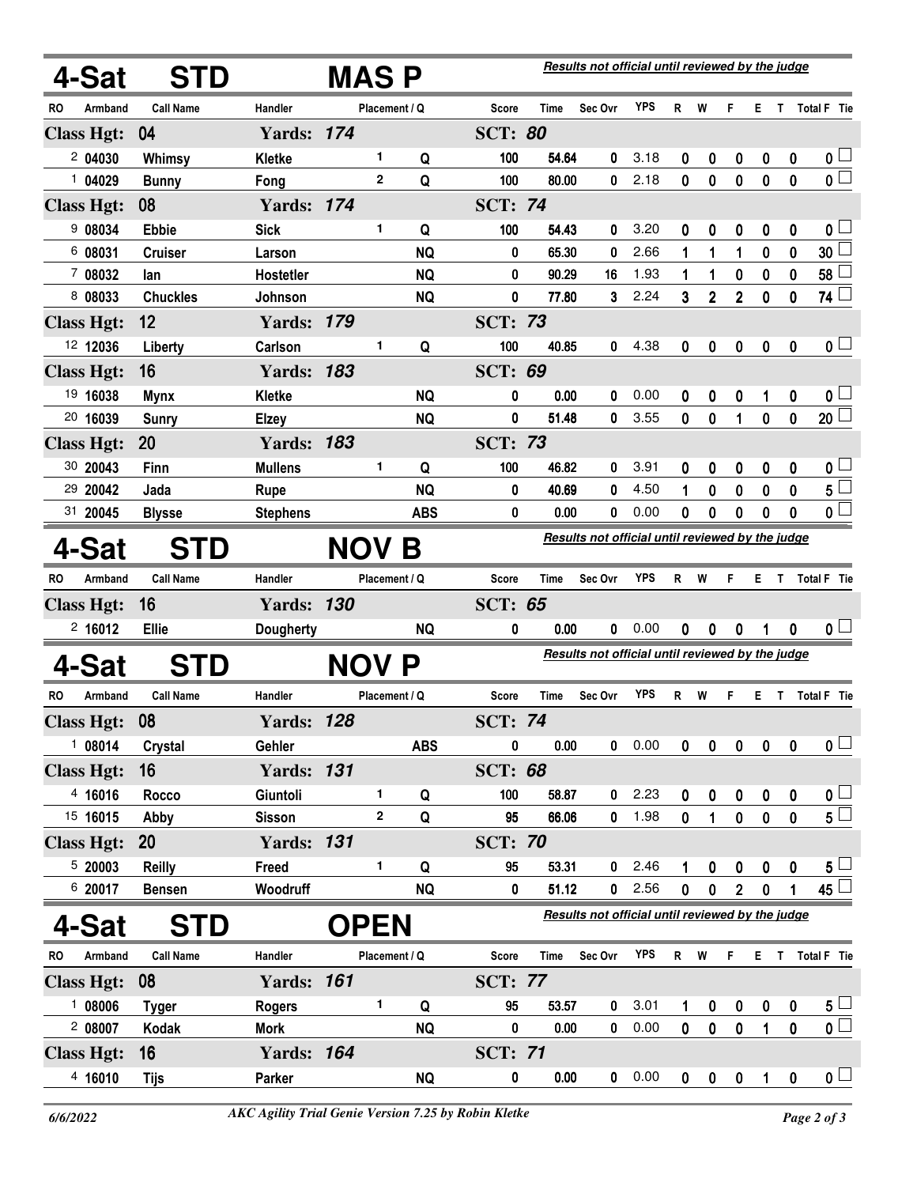## 4-Sat STD MAS P

*Results not official until reviewed by the judge*

| RO | Armband | Call Name | Handler | Placement | Q | Score | Time | Sec Ovr | YPS | R | W | F | E | T | Total F | Tie |
|---|---|---|---|---|---|---|---|---|---|---|---|---|---|---|---|---|
| **Class Hgt: 04** | | | **Yards: 174** | | | **SCT: 80** | | | | | | | | | | |
| 2 | 04030 | Whimsy | Kletke | 1 | Q | 100 | 54.64 | 0 | 3.18 | 0 | 0 | 0 | 0 | 0 | 0 | |
| 1 | 04029 | Bunny | Fong | 2 | Q | 100 | 80.00 | 0 | 2.18 | 0 | 0 | 0 | 0 | 0 | 0 | |
| **Class Hgt: 08** | | | **Yards: 174** | | | **SCT: 74** | | | | | | | | | | |
| 9 | 08034 | Ebbie | Sick | 1 | Q | 100 | 54.43 | 0 | 3.20 | 0 | 0 | 0 | 0 | 0 | 0 | |
| 6 | 08031 | Cruiser | Larson | | NQ | 0 | 65.30 | 0 | 2.66 | 1 | 1 | 1 | 0 | 0 | 30 | |
| 7 | 08032 | Ian | Hostetler | | NQ | 0 | 90.29 | 16 | 1.93 | 1 | 1 | 0 | 0 | 0 | 58 | |
| 8 | 08033 | Chuckles | Johnson | | NQ | 0 | 77.80 | 3 | 2.24 | 3 | 2 | 2 | 0 | 0 | 74 | |
| **Class Hgt: 12** | | | **Yards: 179** | | | **SCT: 73** | | | | | | | | | | |
| 12 | 12036 | Liberty | Carlson | 1 | Q | 100 | 40.85 | 0 | 4.38 | 0 | 0 | 0 | 0 | 0 | 0 | |
| **Class Hgt: 16** | | | **Yards: 183** | | | **SCT: 69** | | | | | | | | | | |
| 19 | 16038 | Mynx | Kletke | | NQ | 0 | 0.00 | 0 | 0.00 | 0 | 0 | 0 | 1 | 0 | 0 | |
| 20 | 16039 | Sunry | Elzey | | NQ | 0 | 51.48 | 0 | 3.55 | 0 | 0 | 1 | 0 | 0 | 20 | |
| **Class Hgt: 20** | | | **Yards: 183** | | | **SCT: 73** | | | | | | | | | | |
| 30 | 20043 | Finn | Mullens | 1 | Q | 100 | 46.82 | 0 | 3.91 | 0 | 0 | 0 | 0 | 0 | 0 | |
| 29 | 20042 | Jada | Rupe | | NQ | 0 | 40.69 | 0 | 4.50 | 1 | 0 | 0 | 0 | 0 | 5 | |
| 31 | 20045 | Blysse | Stephens | | ABS | 0 | 0.00 | 0 | 0.00 | 0 | 0 | 0 | 0 | 0 | 0 | |

## 4-Sat STD NOV B

*Results not official until reviewed by the judge*

| RO | Armband | Call Name | Handler | Placement | Q | Score | Time | Sec Ovr | YPS | R | W | F | E | T | Total F | Tie |
|---|---|---|---|---|---|---|---|---|---|---|---|---|---|---|---|---|
| **Class Hgt: 16** | | | **Yards: 130** | | | **SCT: 65** | | | | | | | | | | |
| 2 | 16012 | Ellie | Dougherty | | NQ | 0 | 0.00 | 0 | 0.00 | 0 | 0 | 0 | 1 | 0 | 0 | |

## 4-Sat STD NOV P

*Results not official until reviewed by the judge*

| RO | Armband | Call Name | Handler | Placement | Q | Score | Time | Sec Ovr | YPS | R | W | F | E | T | Total F | Tie |
|---|---|---|---|---|---|---|---|---|---|---|---|---|---|---|---|---|
| **Class Hgt: 08** | | | **Yards: 128** | | | **SCT: 74** | | | | | | | | | | |
| 1 | 08014 | Crystal | Gehler | | ABS | 0 | 0.00 | 0 | 0.00 | 0 | 0 | 0 | 0 | 0 | 0 | |
| **Class Hgt: 16** | | | **Yards: 131** | | | **SCT: 68** | | | | | | | | | | |
| 4 | 16016 | Rocco | Giuntoli | 1 | Q | 100 | 58.87 | 0 | 2.23 | 0 | 0 | 0 | 0 | 0 | 0 | |
| 15 | 16015 | Abby | Sisson | 2 | Q | 95 | 66.06 | 0 | 1.98 | 0 | 1 | 0 | 0 | 0 | 5 | |
| **Class Hgt: 20** | | | **Yards: 131** | | | **SCT: 70** | | | | | | | | | | |
| 5 | 20003 | Reilly | Freed | 1 | Q | 95 | 53.31 | 0 | 2.46 | 1 | 0 | 0 | 0 | 0 | 5 | |
| 6 | 20017 | Bensen | Woodruff | | NQ | 0 | 51.12 | 0 | 2.56 | 0 | 0 | 2 | 0 | 1 | 45 | |

## 4-Sat STD OPEN

*Results not official until reviewed by the judge*

| RO | Armband | Call Name | Handler | Placement | Q | Score | Time | Sec Ovr | YPS | R | W | F | E | T | Total F | Tie |
|---|---|---|---|---|---|---|---|---|---|---|---|---|---|---|---|---|
| **Class Hgt: 08** | | | **Yards: 161** | | | **SCT: 77** | | | | | | | | | | |
| 1 | 08006 | Tyger | Rogers | 1 | Q | 95 | 53.57 | 0 | 3.01 | 1 | 0 | 0 | 0 | 0 | 5 | |
| 2 | 08007 | Kodak | Mork | | NQ | 0 | 0.00 | 0 | 0.00 | 0 | 0 | 0 | 1 | 0 | 0 | |
| **Class Hgt: 16** | | | **Yards: 164** | | | **SCT: 71** | | | | | | | | | | |
| 4 | 16010 | Tijs | Parker | | NQ | 0 | 0.00 | 0 | 0.00 | 0 | 0 | 0 | 1 | 0 | 0 | |

6/6/2022 — *AKC Agility Trial Genie Version 7.25 by Robin Kletke*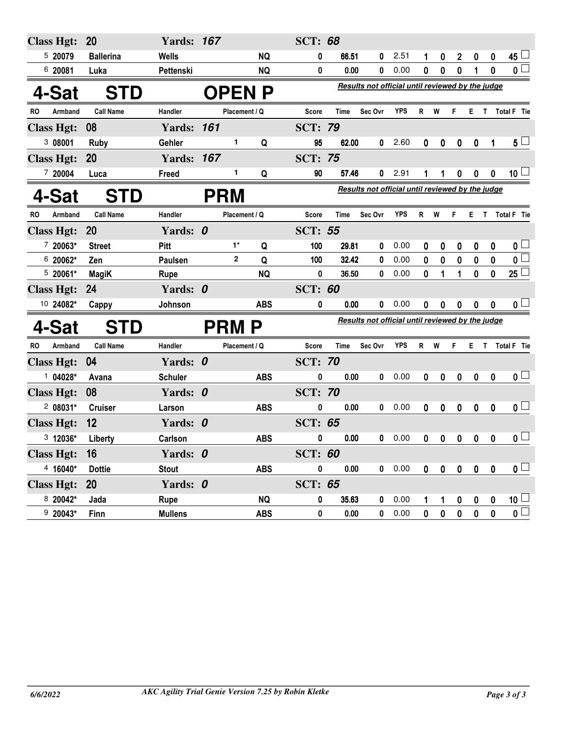| RO | Armband | Call Name | Handler | Placement | Q | Score | Time | Sec Ovr | YPS | R | W | F | E | T | Total F | Tie |
|---|---|---|---|---|---|---|---|---|---|---|---|---|---|---|---|---|
| **Class Hgt: 20** | | | **Yards: 167** | | | **SCT: 68** | | | | | | | | | | |
| 5 | 20079 | Ballerina | Wells | | NQ | 0 | 66.51 | 0 | 2.51 | 1 | 0 | 2 | 0 | 0 | 45 | ☐ |
| 6 | 20081 | Luka | Pettenski | | NQ | 0 | 0.00 | 0 | 0.00 | 0 | 0 | 0 | 1 | 0 | 0 | ☐ |

# 4-Sat STD OPEN P

*Results not official until reviewed by the judge*

| RO | Armband | Call Name | Handler | Placement | Q | Score | Time | Sec Ovr | YPS | R | W | F | E | T | Total F | Tie |
|---|---|---|---|---|---|---|---|---|---|---|---|---|---|---|---|---|
| **Class Hgt: 08** | | | **Yards: 161** | | | **SCT: 79** | | | | | | | | | | |
| 3 | 08001 | Ruby | Gehler | 1 | Q | 95 | 62.00 | 0 | 2.60 | 0 | 0 | 0 | 0 | 1 | 5 | ☐ |
| **Class Hgt: 20** | | | **Yards: 167** | | | **SCT: 75** | | | | | | | | | | |
| 7 | 20004 | Luca | Freed | 1 | Q | 90 | 57.46 | 0 | 2.91 | 1 | 1 | 0 | 0 | 0 | 10 | ☐ |

# 4-Sat STD PRM

*Results not official until reviewed by the judge*

| RO | Armband | Call Name | Handler | Placement | Q | Score | Time | Sec Ovr | YPS | R | W | F | E | T | Total F | Tie |
|---|---|---|---|---|---|---|---|---|---|---|---|---|---|---|---|---|
| **Class Hgt: 20** | | | **Yards: 0** | | | **SCT: 55** | | | | | | | | | | |
| 7 | 20063* | Street | Pitt | 1* | Q | 100 | 29.81 | 0 | 0.00 | 0 | 0 | 0 | 0 | 0 | 0 | ☐ |
| 6 | 20062* | Zen | Paulsen | 2 | Q | 100 | 32.42 | 0 | 0.00 | 0 | 0 | 0 | 0 | 0 | 0 | ☐ |
| 5 | 20061* | MagiK | Rupe | | NQ | 0 | 36.50 | 0 | 0.00 | 0 | 1 | 1 | 0 | 0 | 25 | ☐ |
| **Class Hgt: 24** | | | **Yards: 0** | | | **SCT: 60** | | | | | | | | | | |
| 10 | 24082* | Cappy | Johnson | | ABS | 0 | 0.00 | 0 | 0.00 | 0 | 0 | 0 | 0 | 0 | 0 | ☐ |

# 4-Sat STD PRM P

*Results not official until reviewed by the judge*

| RO | Armband | Call Name | Handler | Placement | Q | Score | Time | Sec Ovr | YPS | R | W | F | E | T | Total F | Tie |
|---|---|---|---|---|---|---|---|---|---|---|---|---|---|---|---|---|
| **Class Hgt: 04** | | | **Yards: 0** | | | **SCT: 70** | | | | | | | | | | |
| 1 | 04028* | Avana | Schuler | | ABS | 0 | 0.00 | 0 | 0.00 | 0 | 0 | 0 | 0 | 0 | 0 | ☐ |
| **Class Hgt: 08** | | | **Yards: 0** | | | **SCT: 70** | | | | | | | | | | |
| 2 | 08031* | Cruiser | Larson | | ABS | 0 | 0.00 | 0 | 0.00 | 0 | 0 | 0 | 0 | 0 | 0 | ☐ |
| **Class Hgt: 12** | | | **Yards: 0** | | | **SCT: 65** | | | | | | | | | | |
| 3 | 12036* | Liberty | Carlson | | ABS | 0 | 0.00 | 0 | 0.00 | 0 | 0 | 0 | 0 | 0 | 0 | ☐ |
| **Class Hgt: 16** | | | **Yards: 0** | | | **SCT: 60** | | | | | | | | | | |
| 4 | 16040* | Dottie | Stout | | ABS | 0 | 0.00 | 0 | 0.00 | 0 | 0 | 0 | 0 | 0 | 0 | ☐ |
| **Class Hgt: 20** | | | **Yards: 0** | | | **SCT: 65** | | | | | | | | | | |
| 8 | 20042* | Jada | Rupe | | NQ | 0 | 35.63 | 0 | 0.00 | 1 | 1 | 0 | 0 | 0 | 10 | ☐ |
| 9 | 20043* | Finn | Mullens | | ABS | 0 | 0.00 | 0 | 0.00 | 0 | 0 | 0 | 0 | 0 | 0 | ☐ |

6/6/2022 — *AKC Agility Trial Genie Version 7.25 by Robin Kletke*